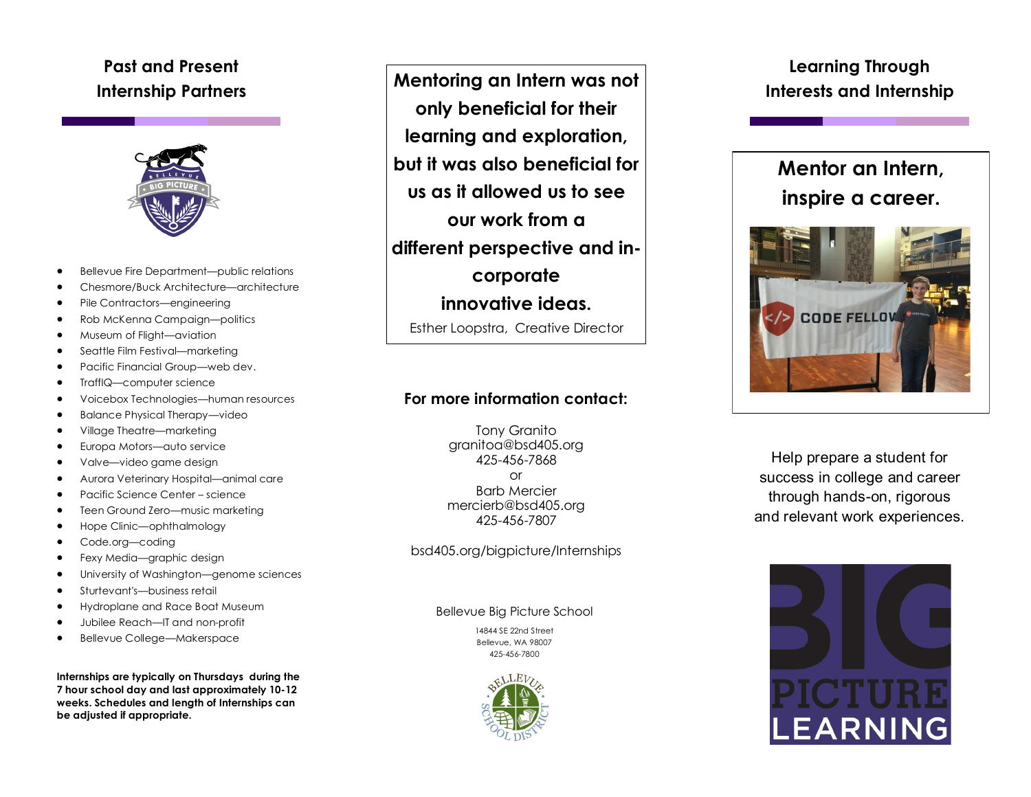## Past and Present Internship Partners

- Bellevue Fire Department—public relations
- Chesmore/Buck Architecture—architecture
- Pile Contractors—engineering
- Rob McKenna Campaign—politics
- Museum of Flight—aviation
- Seattle Film Festival—marketing
- Pacific Financial Group—web dev.
- TrafflQ—computer science
- Voicebox Technologies—human resources
- Balance Physical Therapy—video
- Village Theatre—marketing
- Europa Motors—auto service
- Valve—video game design
- Aurora Veterinary Hospital—animal care
- Pacific Science Center – science
- Teen Ground Zero—music marketing
- Hope Clinic—ophthalmology
- Code.org—coding
- Fexy Media—graphic design
- University of Washington—genome sciences
- Sturtevant's—business retail
- Hydroplane and Race Boat Museum
- Jubilee Reach—IT and non-profit
- Bellevue College—Makerspace

**Internships are typically on Thursdays during the 7 hour school day and last approximately 10-12 weeks. Schedules and length of Internships can be adjusted if appropriate.**

**Mentoring an Intern was not only beneficial for their learning and exploration, but it was also beneficial for us as it allowed us to see our work from a different perspective and in-corporate innovative ideas.**

Esther Loopstra, Creative Director

**For more information contact:**

Tony Granito
granitoa@bsd405.org
425-456-7868
or
Barb Mercier
mercierb@bsd405.org
425-456-7807

bsd405.org/bigpicture/Internships

Bellevue Big Picture School
14844 SE 22nd Street
Bellevue, WA 98007
425-456-7800

## Learning Through Interests and Internship

### Mentor an Intern, inspire a career.

Help prepare a student for success in college and career through hands-on, rigorous and relevant work experiences.

BIG PICTURE LEARNING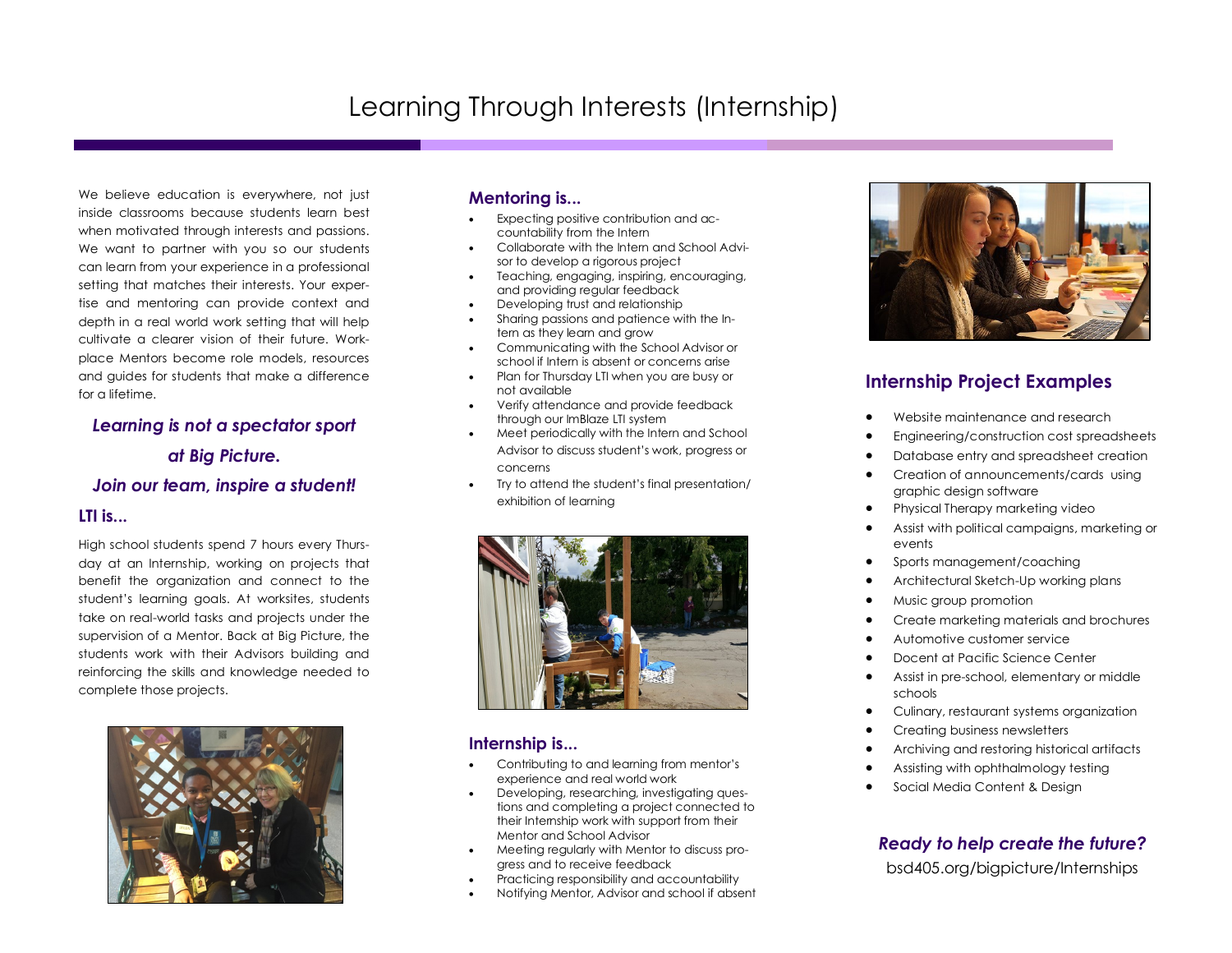# Learning Through Interests (Internship)

We believe education is everywhere, not just inside classrooms because students learn best when motivated through interests and passions. We want to partner with you so our students can learn from your experience in a professional setting that matches their interests. Your expertise and mentoring can provide context and depth in a real world work setting that will help cultivate a clearer vision of their future. Workplace Mentors become role models, resources and guides for students that make a difference for a lifetime.

***Learning is not a spectator sport at Big Picture.***

***Join our team, inspire a student!***

## LTI is...

High school students spend 7 hours every Thursday at an Internship, working on projects that benefit the organization and connect to the student's learning goals. At worksites, students take on real-world tasks and projects under the supervision of a Mentor. Back at Big Picture, the students work with their Advisors building and reinforcing the skills and knowledge needed to complete those projects.

## Mentoring is...

- Expecting positive contribution and accountability from the Intern
- Collaborate with the Intern and School Advisor to develop a rigorous project
- Teaching, engaging, inspiring, encouraging, and providing regular feedback
- Developing trust and relationship
- Sharing passions and patience with the Intern as they learn and grow
- Communicating with the School Advisor or school if Intern is absent or concerns arise
- Plan for Thursday LTI when you are busy or not available
- Verify attendance and provide feedback through our ImBlaze LTI system
- Meet periodically with the Intern and School Advisor to discuss student's work, progress or concerns
- Try to attend the student's final presentation/ exhibition of learning

## Internship is...

- Contributing to and learning from mentor's experience and real world work
- Developing, researching, investigating questions and completing a project connected to their Internship work with support from their Mentor and School Advisor
- Meeting regularly with Mentor to discuss progress and to receive feedback
- Practicing responsibility and accountability
- Notifying Mentor, Advisor and school if absent

## Internship Project Examples

- Website maintenance and research
- Engineering/construction cost spreadsheets
- Database entry and spreadsheet creation
- Creation of announcements/cards using graphic design software
- Physical Therapy marketing video
- Assist with political campaigns, marketing or events
- Sports management/coaching
- Architectural Sketch-Up working plans
- Music group promotion
- Create marketing materials and brochures
- Automotive customer service
- Docent at Pacific Science Center
- Assist in pre-school, elementary or middle schools
- Culinary, restaurant systems organization
- Creating business newsletters
- Archiving and restoring historical artifacts
- Assisting with ophthalmology testing
- Social Media Content & Design

***Ready to help create the future?***

bsd405.org/bigpicture/Internships